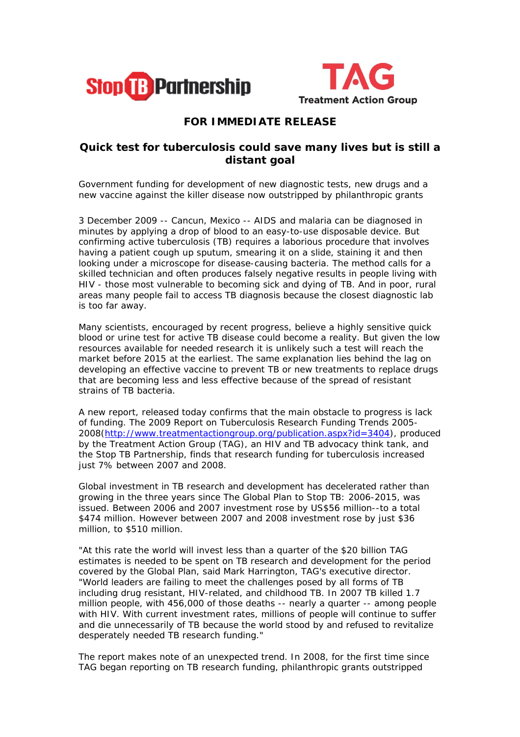Stop TB Partnership

TAG Treatment Action Group

**FOR IMMEDIATE RELEASE**

## Quick test for tuberculosis could save many lives but is still a distant goal

Government funding for development of new diagnostic tests, new drugs and a new vaccine against the killer disease now outstripped by philanthropic grants

3 December 2009 -- Cancun, Mexico -- AIDS and malaria can be diagnosed in minutes by applying a drop of blood to an easy-to-use disposable device. But confirming active tuberculosis (TB) requires a laborious procedure that involves having a patient cough up sputum, smearing it on a slide, staining it and then looking under a microscope for disease-causing bacteria. The method calls for a skilled technician and often produces falsely negative results in people living with HIV - those most vulnerable to becoming sick and dying of TB. And in poor, rural areas many people fail to access TB diagnosis because the closest diagnostic lab is too far away.

Many scientists, encouraged by recent progress, believe a highly sensitive quick blood or urine test for active TB disease could become a reality. But given the low resources available for needed research it is unlikely such a test will reach the market before 2015 at the earliest. The same explanation lies behind the lag on developing an effective vaccine to prevent TB or new treatments to replace drugs that are becoming less and less effective because of the spread of resistant strains of TB bacteria.

A new report, released today confirms that the main obstacle to progress is lack of funding. The 2009 Report on Tuberculosis Research Funding Trends 2005-2008(http://www.treatmentactiongroup.org/publication.aspx?id=3404), produced by the Treatment Action Group (TAG), an HIV and TB advocacy think tank, and the Stop TB Partnership, finds that research funding for tuberculosis increased just 7% between 2007 and 2008.

Global investment in TB research and development has decelerated rather than growing in the three years since The Global Plan to Stop TB: 2006-2015, was issued. Between 2006 and 2007 investment rose by US$56 million--to a total $474 million. However between 2007 and 2008 investment rose by just $36 million, to $510 million.

"At this rate the world will invest less than a quarter of the $20 billion TAG estimates is needed to be spent on TB research and development for the period covered by the Global Plan, said Mark Harrington, TAG's executive director. "World leaders are failing to meet the challenges posed by all forms of TB including drug resistant, HIV-related, and childhood TB. In 2007 TB killed 1.7 million people, with 456,000 of those deaths -- nearly a quarter -- among people with HIV. With current investment rates, millions of people will continue to suffer and die unnecessarily of TB because the world stood by and refused to revitalize desperately needed TB research funding."

The report makes note of an unexpected trend. In 2008, for the first time since TAG began reporting on TB research funding, philanthropic grants outstripped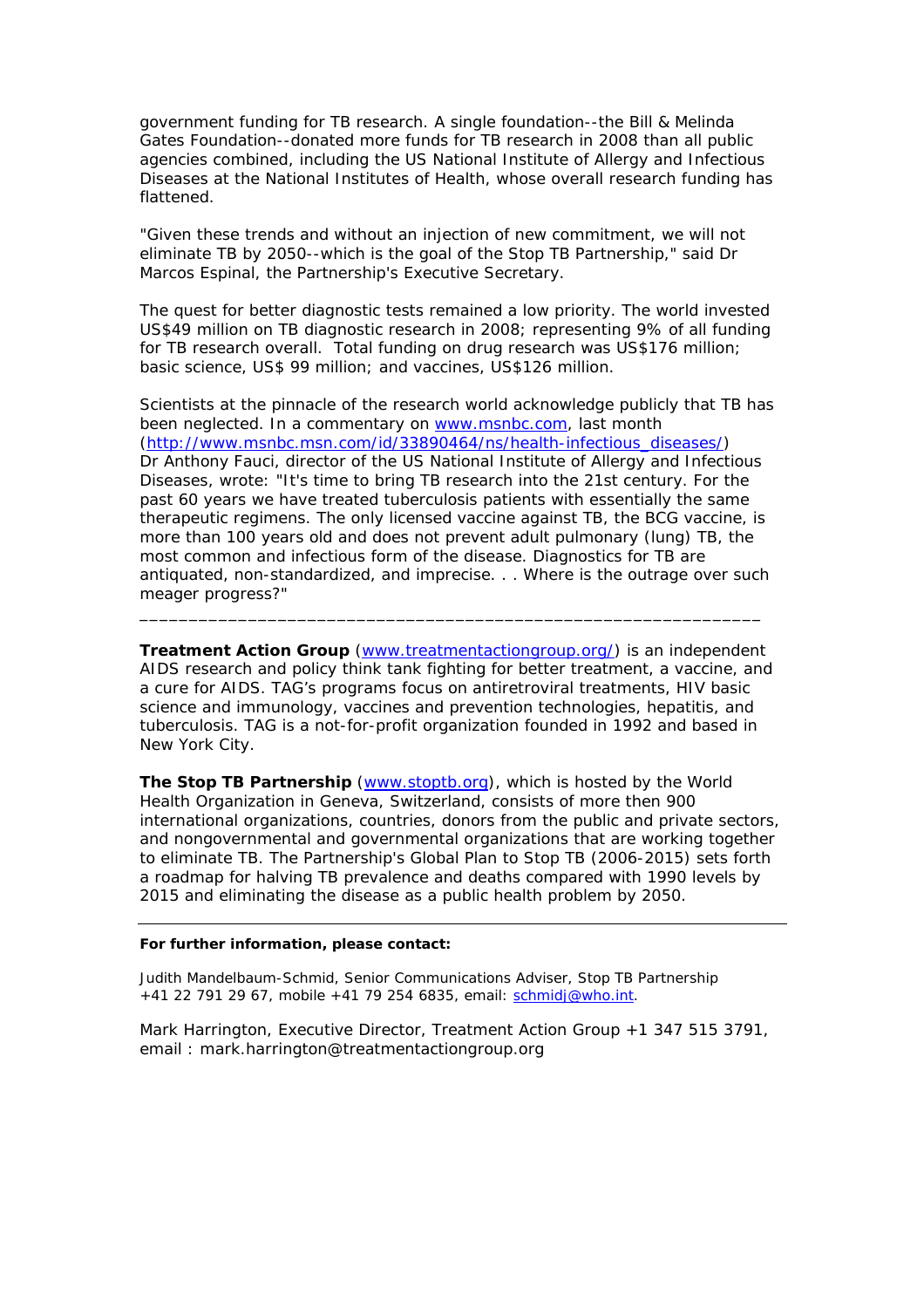government funding for TB research. A single foundation--the Bill & Melinda Gates Foundation--donated more funds for TB research in 2008 than all public agencies combined, including the US National Institute of Allergy and Infectious Diseases at the National Institutes of Health, whose overall research funding has flattened.

"Given these trends and without an injection of new commitment, we will not eliminate TB by 2050--which is the goal of the Stop TB Partnership," said Dr Marcos Espinal, the Partnership's Executive Secretary.

The quest for better diagnostic tests remained a low priority. The world invested US$49 million on TB diagnostic research in 2008; representing 9% of all funding for TB research overall. Total funding on drug research was US$176 million; basic science, US$ 99 million; and vaccines, US$126 million.

Scientists at the pinnacle of the research world acknowledge publicly that TB has been neglected. In a commentary on [www.msnbc.com](http://www.msnbc.com), last month ([http://www.msnbc.msn.com/id/33890464/ns/health-infectious_diseases/](http://www.msnbc.msn.com/id/33890464/ns/health-infectious_diseases/)) Dr Anthony Fauci, director of the US National Institute of Allergy and Infectious Diseases, wrote: "It's time to bring TB research into the 21st century. For the past 60 years we have treated tuberculosis patients with essentially the same therapeutic regimens. The only licensed vaccine against TB, the BCG vaccine, is more than 100 years old and does not prevent adult pulmonary (lung) TB, the most common and infectious form of the disease. Diagnostics for TB are antiquated, non-standardized, and imprecise. . . Where is the outrage over such meager progress?"

---

**Treatment Action Group** ([www.treatmentactiongroup.org/](http://www.treatmentactiongroup.org/)) is an independent AIDS research and policy think tank fighting for better treatment, a vaccine, and a cure for AIDS. TAG's programs focus on antiretroviral treatments, HIV basic science and immunology, vaccines and prevention technologies, hepatitis, and tuberculosis. TAG is a not-for-profit organization founded in 1992 and based in New York City.

**The Stop TB Partnership** ([www.stoptb.org](http://www.stoptb.org)), which is hosted by the World Health Organization in Geneva, Switzerland, consists of more then 900 international organizations, countries, donors from the public and private sectors, and nongovernmental and governmental organizations that are working together to eliminate TB. The Partnership's Global Plan to Stop TB (2006-2015) sets forth a roadmap for halving TB prevalence and deaths compared with 1990 levels by 2015 and eliminating the disease as a public health problem by 2050.

---

**For further information, please contact:**

Judith Mandelbaum-Schmid, Senior Communications Adviser, Stop TB Partnership
+41 22 791 29 67, mobile +41 79 254 6835, email: [schmidj@who.int](mailto:schmidj@who.int).

Mark Harrington, Executive Director, Treatment Action Group +1 347 515 3791, email : mark.harrington@treatmentactiongroup.org